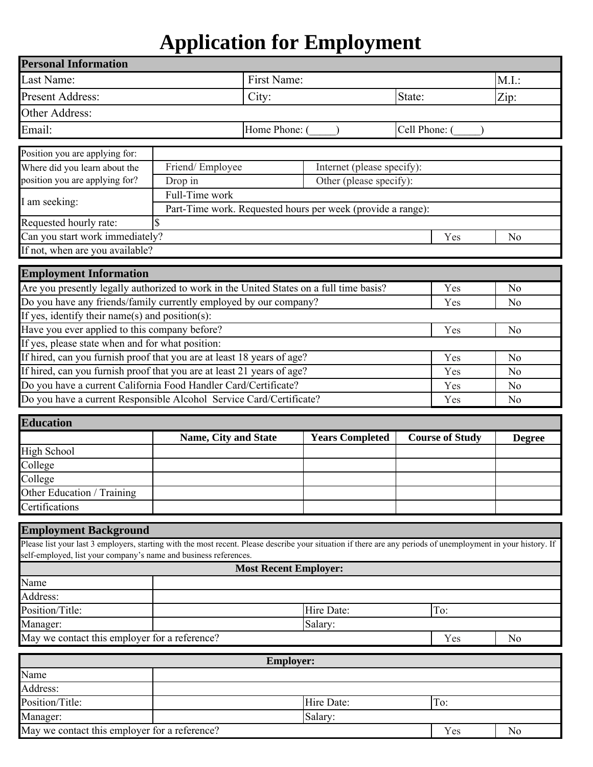# Application for Employment

| **Personal Information** | | | |
|---|---|---|---|
| Last Name: | First Name: | | M.I.: |
| Present Address: | City: | State: | Zip: |
| Other Address: | | | |
| Email: | Home Phone: (_____) | Cell Phone: (_____) | |

| Position you are applying for: | | | |
|---|---|---|---|
| Where did you learn about the position you are applying for? | Friend/ Employee | Internet (please specify): | |
| | Drop in | Other (please specify): | |
| I am seeking: | Full-Time work | | |
| | Part-Time work. Requested hours per week (provide a range): | | |
| Requested hourly rate: | $ | | |
| Can you start work immediately? | | Yes | No |
| If not, when are you available? | | | |

| **Employment Information** | | |
|---|---|---|
| Are you presently legally authorized to work in the United States on a full time basis? | Yes | No |
| Do you have any friends/family currently employed by our company? | Yes | No |
| If yes, identify their name(s) and position(s): | | |
| Have you ever applied to this company before? | Yes | No |
| If yes, please state when and for what position: | | |
| If hired, can you furnish proof that you are at least 18 years of age? | Yes | No |
| If hired, can you furnish proof that you are at least 21 years of age? | Yes | No |
| Do you have a current California Food Handler Card/Certificate? | Yes | No |
| Do you have a current Responsible Alcohol Service Card/Certificate? | Yes | No |

| **Education** | **Name, City and State** | **Years Completed** | **Course of Study** | **Degree** |
|---|---|---|---|---|
| High School | | | | |
| College | | | | |
| College | | | | |
| Other Education / Training | | | | |
| Certifications | | | | |

## Employment Background

Please list your last 3 employers, starting with the most recent. Please describe your situation if there are any periods of unemployment in your history. If self-employed, list your company's name and business references.

| **Most Recent Employer:** | | | |
|---|---|---|---|
| Name | | | |
| Address: | | | |
| Position/Title: | | Hire Date: | To: |
| Manager: | | Salary: | |
| May we contact this employer for a reference? | | Yes | No |

| **Employer:** | | | |
|---|---|---|---|
| Name | | | |
| Address: | | | |
| Position/Title: | | Hire Date: | To: |
| Manager: | | Salary: | |
| May we contact this employer for a reference? | | Yes | No |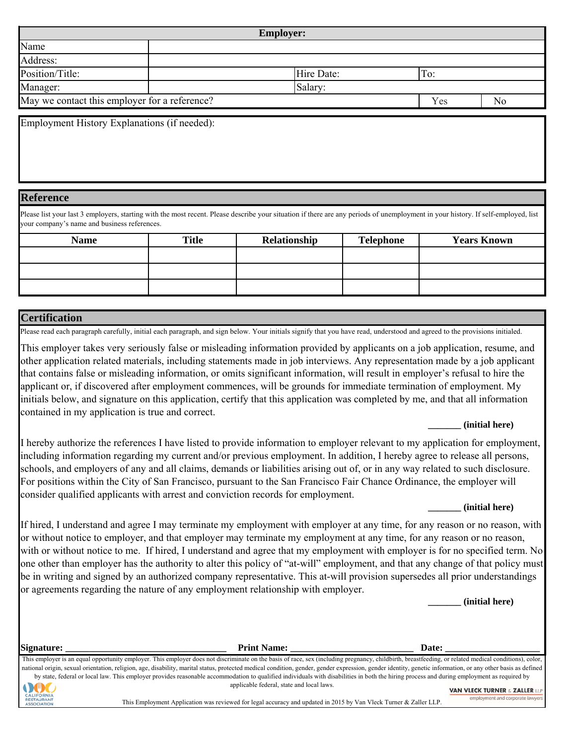| Employer: | | | |
|---|---|---|---|
| Name | | | |
| Address: | | | |
| Position/Title: | | Hire Date: | To: |
| Manager: | | Salary: | |
| May we contact this employer for a reference? | | Yes | No |

Employment History Explanations (if needed):

## Reference

Please list your last 3 employers, starting with the most recent. Please describe your situation if there are any periods of unemployment in your history. If self-employed, list your company's name and business references.

| Name | Title | Relationship | Telephone | Years Known |
|---|---|---|---|---|
| | | | | |
| | | | | |
| | | | | |

## Certification

Please read each paragraph carefully, initial each paragraph, and sign below. Your initials signify that you have read, understood and agreed to the provisions initialed.

This employer takes very seriously false or misleading information provided by applicants on a job application, resume, and other application related materials, including statements made in job interviews. Any representation made by a job applicant that contains false or misleading information, or omits significant information, will result in employer's refusal to hire the applicant or, if discovered after employment commences, will be grounds for immediate termination of employment. My initials below, and signature on this application, certify that this application was completed by me, and that all information contained in my application is true and correct.

**_______ (initial here)**

I hereby authorize the references I have listed to provide information to employer relevant to my application for employment, including information regarding my current and/or previous employment. In addition, I hereby agree to release all persons, schools, and employers of any and all claims, demands or liabilities arising out of, or in any way related to such disclosure. For positions within the City of San Francisco, pursuant to the San Francisco Fair Chance Ordinance, the employer will consider qualified applicants with arrest and conviction records for employment.

**_______ (initial here)**

If hired, I understand and agree I may terminate my employment with employer at any time, for any reason or no reason, with or without notice to employer, and that employer may terminate my employment at any time, for any reason or no reason, with or without notice to me. If hired, I understand and agree that my employment with employer is for no specified term. No one other than employer has the authority to alter this policy of "at-will" employment, and that any change of that policy must be in writing and signed by an authorized company representative. This at-will provision supersedes all prior understandings or agreements regarding the nature of any employment relationship with employer.

**_______ (initial here)**

**Signature:** ______________________________ **Print Name:** ________________________ **Date:** ____________________

This employer is an equal opportunity employer. This employer does not discriminate on the basis of race, sex (including pregnancy, childbirth, breastfeeding, or related medical conditions), color, national origin, sexual orientation, religion, age, disability, marital status, protected medical condition, gender, gender expression, gender identity, genetic information, or any other basis as defined by state, federal or local law. This employer provides reasonable accommodation to qualified individuals with disabilities in both the hiring process and during employment as required by applicable federal, state and local laws.

CALIFORNIA RESTAURANT ASSOCIATION

This Employment Application was reviewed for legal accuracy and updated in 2015 by Van Vleck Turner & Zaller LLP.

VAN VLECK TURNER & ZALLER LLP employment and corporate lawyers